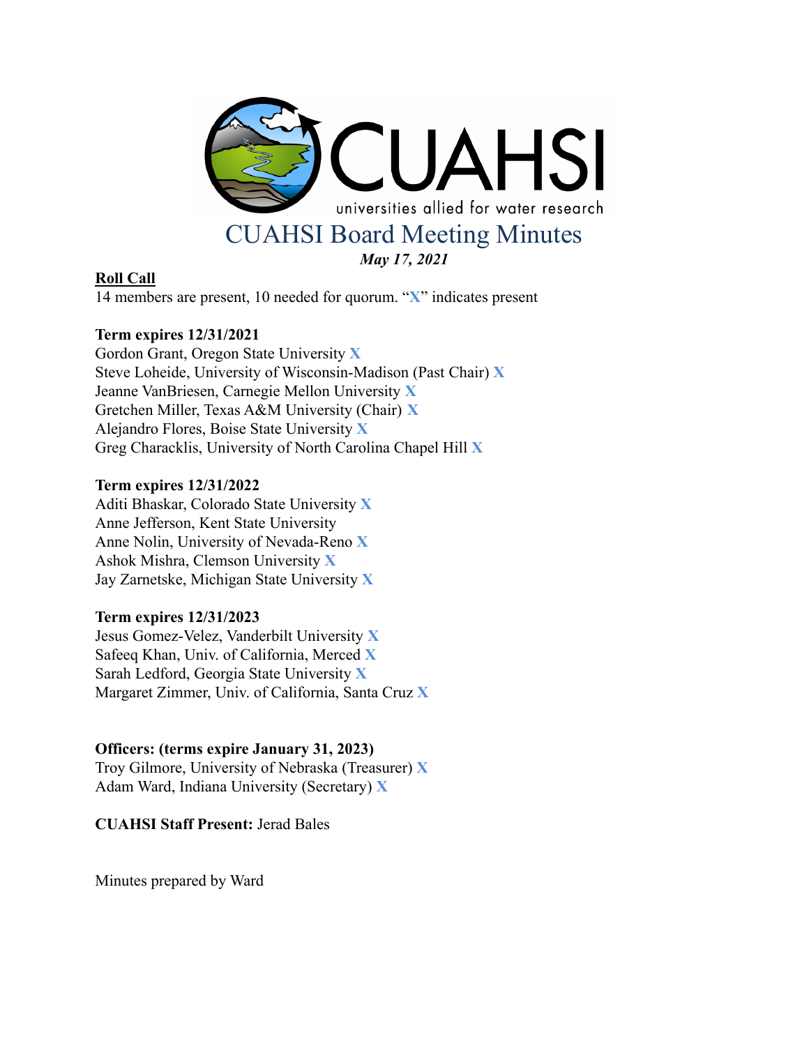# CUAHSI Board Meeting Minutes

***May 17, 2021***

**Roll Call**

14 members are present, 10 needed for quorum. "**X**" indicates present

**Term expires 12/31/2021**

Gordon Grant, Oregon State University **X**
Steve Loheide, University of Wisconsin-Madison (Past Chair) **X**
Jeanne VanBriesen, Carnegie Mellon University **X**
Gretchen Miller, Texas A&M University (Chair) **X**
Alejandro Flores, Boise State University **X**
Greg Characklis, University of North Carolina Chapel Hill **X**

**Term expires 12/31/2022**

Aditi Bhaskar, Colorado State University **X**
Anne Jefferson, Kent State University
Anne Nolin, University of Nevada-Reno **X**
Ashok Mishra, Clemson University **X**
Jay Zarnetske, Michigan State University **X**

**Term expires 12/31/2023**

Jesus Gomez-Velez, Vanderbilt University **X**
Safeeq Khan, Univ. of California, Merced **X**
Sarah Ledford, Georgia State University **X**
Margaret Zimmer, Univ. of California, Santa Cruz **X**

**Officers: (terms expire January 31, 2023)**

Troy Gilmore, University of Nebraska (Treasurer) **X**
Adam Ward, Indiana University (Secretary) **X**

**CUAHSI Staff Present:** Jerad Bales

Minutes prepared by Ward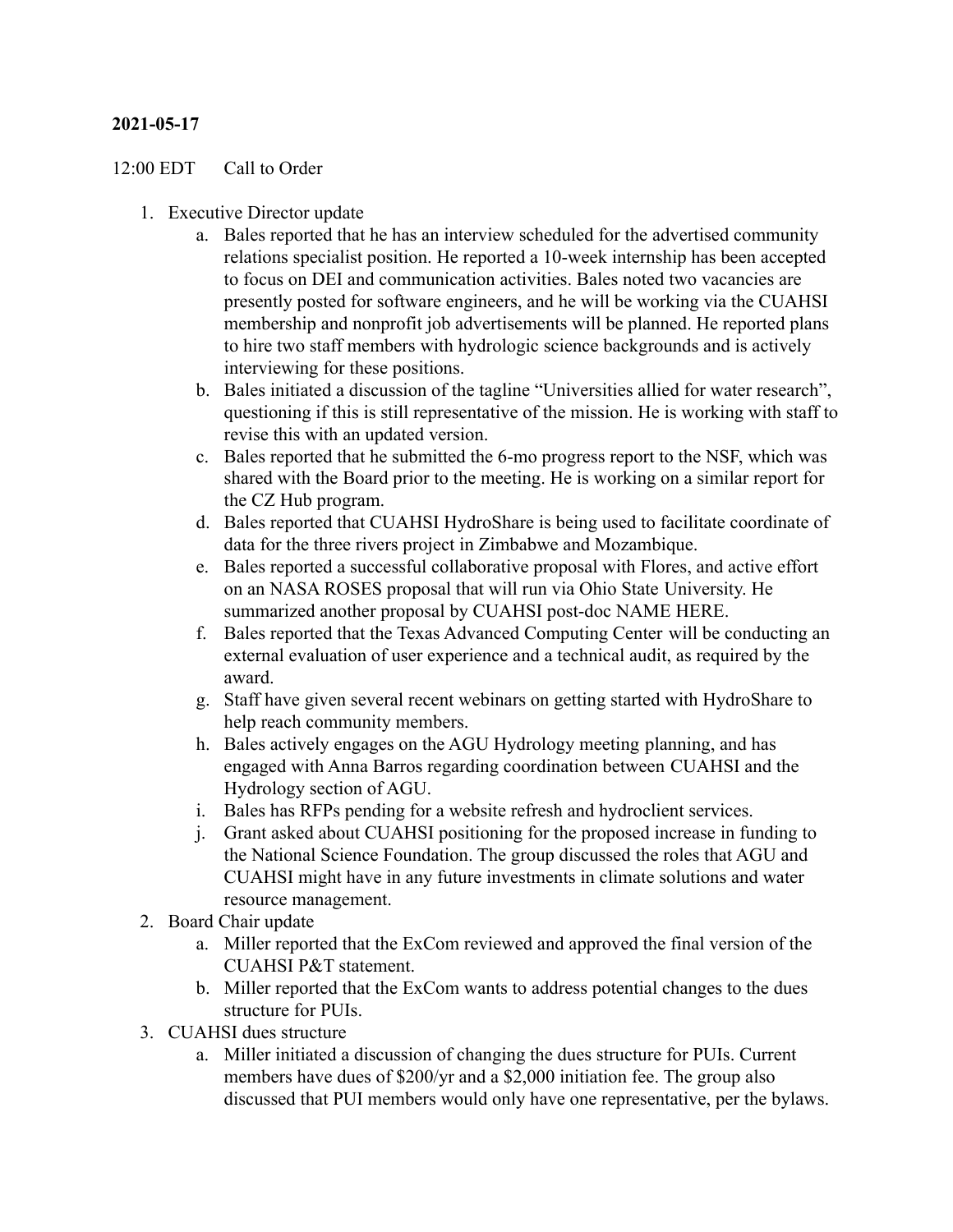**2021-05-17**

12:00 EDT Call to Order

1. Executive Director update
    a. Bales reported that he has an interview scheduled for the advertised community relations specialist position. He reported a 10-week internship has been accepted to focus on DEI and communication activities. Bales noted two vacancies are presently posted for software engineers, and he will be working via the CUAHSI membership and nonprofit job advertisements will be planned. He reported plans to hire two staff members with hydrologic science backgrounds and is actively interviewing for these positions.
    b. Bales initiated a discussion of the tagline "Universities allied for water research", questioning if this is still representative of the mission. He is working with staff to revise this with an updated version.
    c. Bales reported that he submitted the 6-mo progress report to the NSF, which was shared with the Board prior to the meeting. He is working on a similar report for the CZ Hub program.
    d. Bales reported that CUAHSI HydroShare is being used to facilitate coordinate of data for the three rivers project in Zimbabwe and Mozambique.
    e. Bales reported a successful collaborative proposal with Flores, and active effort on an NASA ROSES proposal that will run via Ohio State University. He summarized another proposal by CUAHSI post-doc NAME HERE.
    f. Bales reported that the Texas Advanced Computing Center will be conducting an external evaluation of user experience and a technical audit, as required by the award.
    g. Staff have given several recent webinars on getting started with HydroShare to help reach community members.
    h. Bales actively engages on the AGU Hydrology meeting planning, and has engaged with Anna Barros regarding coordination between CUAHSI and the Hydrology section of AGU.
    i. Bales has RFPs pending for a website refresh and hydroclient services.
    j. Grant asked about CUAHSI positioning for the proposed increase in funding to the National Science Foundation. The group discussed the roles that AGU and CUAHSI might have in any future investments in climate solutions and water resource management.
2. Board Chair update
    a. Miller reported that the ExCom reviewed and approved the final version of the CUAHSI P&T statement.
    b. Miller reported that the ExCom wants to address potential changes to the dues structure for PUIs.
3. CUAHSI dues structure
    a. Miller initiated a discussion of changing the dues structure for PUIs. Current members have dues of $200/yr and a $2,000 initiation fee. The group also discussed that PUI members would only have one representative, per the bylaws.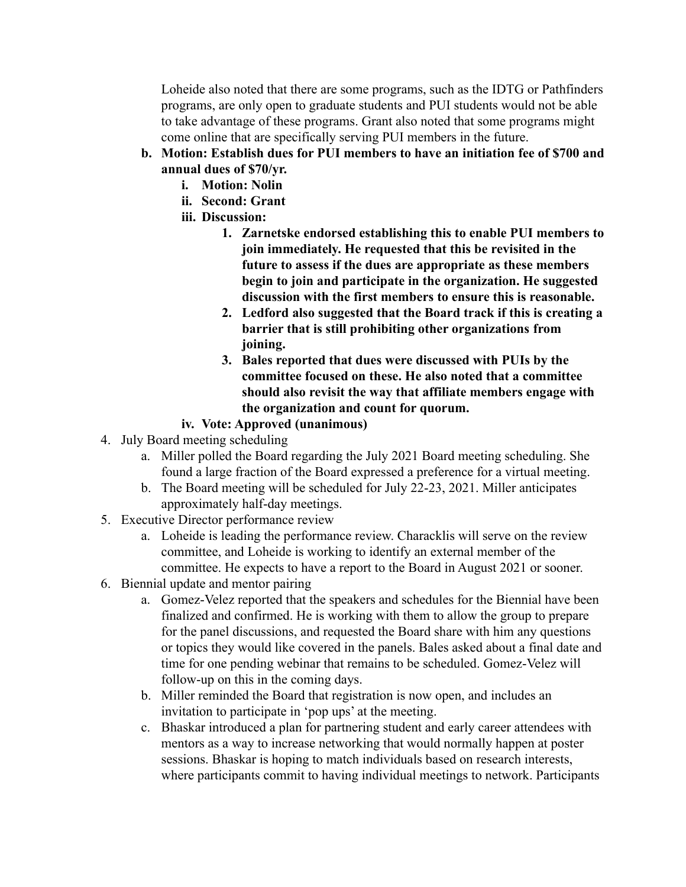Loheide also noted that there are some programs, such as the IDTG or Pathfinders programs, are only open to graduate students and PUI students would not be able to take advantage of these programs. Grant also noted that some programs might come online that are specifically serving PUI members in the future.

b. **Motion: Establish dues for PUI members to have an initiation fee of $700 and annual dues of $70/yr.**
    i. **Motion: Nolin**
    ii. **Second: Grant**
    iii. **Discussion:**
        1. **Zarnetske endorsed establishing this to enable PUI members to join immediately. He requested that this be revisited in the future to assess if the dues are appropriate as these members begin to join and participate in the organization. He suggested discussion with the first members to ensure this is reasonable.**
        2. **Ledford also suggested that the Board track if this is creating a barrier that is still prohibiting other organizations from joining.**
        3. **Bales reported that dues were discussed with PUIs by the committee focused on these. He also noted that a committee should also revisit the way that affiliate members engage with the organization and count for quorum.**
    iv. **Vote: Approved (unanimous)**

4. July Board meeting scheduling
    a. Miller polled the Board regarding the July 2021 Board meeting scheduling. She found a large fraction of the Board expressed a preference for a virtual meeting.
    b. The Board meeting will be scheduled for July 22-23, 2021. Miller anticipates approximately half-day meetings.
5. Executive Director performance review
    a. Loheide is leading the performance review. Characklis will serve on the review committee, and Loheide is working to identify an external member of the committee. He expects to have a report to the Board in August 2021 or sooner.
6. Biennial update and mentor pairing
    a. Gomez-Velez reported that the speakers and schedules for the Biennial have been finalized and confirmed. He is working with them to allow the group to prepare for the panel discussions, and requested the Board share with him any questions or topics they would like covered in the panels. Bales asked about a final date and time for one pending webinar that remains to be scheduled. Gomez-Velez will follow-up on this in the coming days.
    b. Miller reminded the Board that registration is now open, and includes an invitation to participate in 'pop ups' at the meeting.
    c. Bhaskar introduced a plan for partnering student and early career attendees with mentors as a way to increase networking that would normally happen at poster sessions. Bhaskar is hoping to match individuals based on research interests, where participants commit to having individual meetings to network. Participants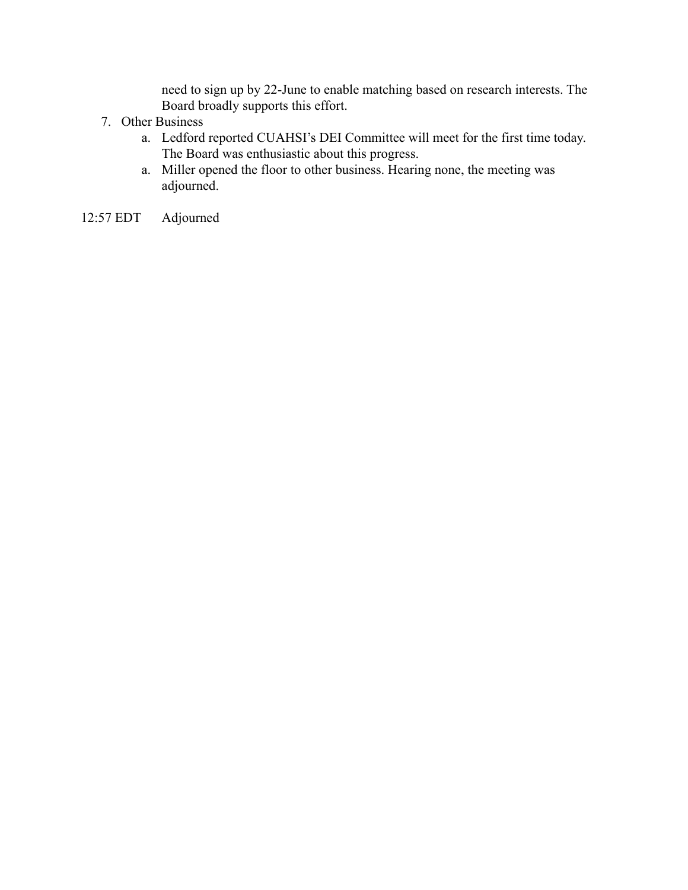need to sign up by 22-June to enable matching based on research interests. The Board broadly supports this effort.

7. Other Business
   a. Ledford reported CUAHSI's DEI Committee will meet for the first time today. The Board was enthusiastic about this progress.
   a. Miller opened the floor to other business. Hearing none, the meeting was adjourned.

12:57 EDT Adjourned